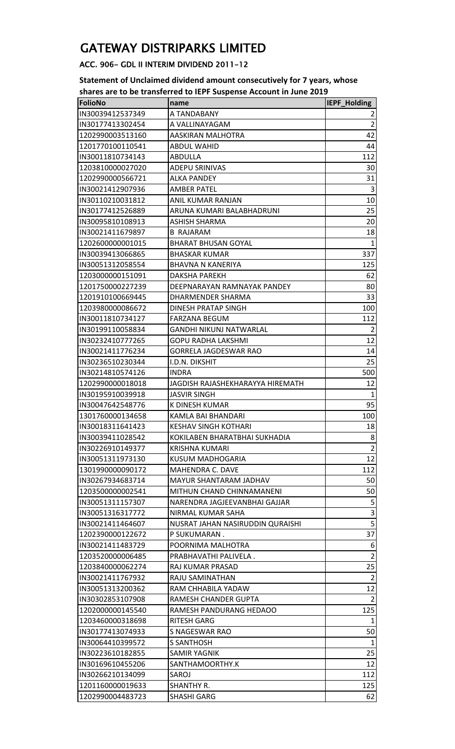# GATEWAY DISTRIPARKS LIMITED

**ACC. 906- GDL II INTERIM DIVIDEND 2011-12**

**Statement of Unclaimed dividend amount consecutively for 7 years, whose shares are to be transferred to IEPF Suspense Account in June 2019**

| FolioNo | name | IEPF_Holding |
|---|---|---|
| IN30039412537349 | A TANDABANY | 2 |
| IN30177413302454 | A VALLINAYAGAM | 2 |
| 1202990003513160 | AASKIRAN MALHOTRA | 42 |
| 1201770100110541 | ABDUL WAHID | 44 |
| IN30011810734143 | ABDULLA | 112 |
| 1203810000027020 | ADEPU SRINIVAS | 30 |
| 1202990000566721 | ALKA PANDEY | 31 |
| IN30021412907936 | AMBER PATEL | 3 |
| IN30110210031812 | ANIL KUMAR RANJAN | 10 |
| IN30177412526889 | ARUNA KUMARI BALABHADRUNI | 25 |
| IN30095810108913 | ASHISH SHARMA | 20 |
| IN30021411679897 | B RAJARAM | 18 |
| 1202600000001015 | BHARAT BHUSAN GOYAL | 1 |
| IN30039413066865 | BHASKAR KUMAR | 337 |
| IN30051312058554 | BHAVNA N KANERIYA | 125 |
| 1203000000151091 | DAKSHA PAREKH | 62 |
| 1201750000227239 | DEEPNARAYAN RAMNAYAK PANDEY | 80 |
| 1201910100669445 | DHARMENDER SHARMA | 33 |
| 1203980000086672 | DINESH PRATAP SINGH | 100 |
| IN30011810734127 | FARZANA BEGUM | 112 |
| IN30199110058834 | GANDHI NIKUNJ NATWARLAL | 2 |
| IN30232410777265 | GOPU RADHA LAKSHMI | 12 |
| IN30021411776234 | GORRELA JAGDESWAR RAO | 14 |
| IN30236510230344 | I.D.N. DIKSHIT | 25 |
| IN30214810574126 | INDRA | 500 |
| 1202990000018018 | JAGDISH RAJASHEKHARAYYA HIREMATH | 12 |
| IN30195910039918 | JASVIR SINGH | 1 |
| IN30047642548776 | K DINESH KUMAR | 95 |
| 1301760000134658 | KAMLA BAI BHANDARI | 100 |
| IN30018311641423 | KESHAV SINGH KOTHARI | 18 |
| IN30039411028542 | KOKILABEN BHARATBHAI SUKHADIA | 8 |
| IN30226910149377 | KRISHNA KUMARI | 2 |
| IN30051311973130 | KUSUM MADHOGARIA | 12 |
| 1301990000090172 | MAHENDRA C. DAVE | 112 |
| IN30267934683714 | MAYUR SHANTARAM JADHAV | 50 |
| 1203500000002541 | MITHUN CHAND CHINNAMANENI | 50 |
| IN30051311157307 | NARENDRA JAGJEEVANBHAI GAJJAR | 5 |
| IN30051316317772 | NIRMAL KUMAR SAHA | 3 |
| IN30021411464607 | NUSRAT JAHAN NASIRUDDIN QURAISHI | 5 |
| 1202390000122672 | P SUKUMARAN . | 37 |
| IN30021411483729 | POORNIMA MALHOTRA | 6 |
| 1203520000006485 | PRABHAVATHI PALIVELA . | 2 |
| 1203840000062274 | RAJ KUMAR PRASAD | 25 |
| IN30021411767932 | RAJU SAMINATHAN | 2 |
| IN30051313200362 | RAM CHHABILA YADAW | 12 |
| IN30302853107908 | RAMESH CHANDER GUPTA | 2 |
| 1202000000145540 | RAMESH PANDURANG HEDAOO | 125 |
| 1203460000318698 | RITESH GARG | 1 |
| IN30177413074933 | S NAGESWAR RAO | 50 |
| IN30064410399572 | S SANTHOSH | 1 |
| IN30223610182855 | SAMIR YAGNIK | 25 |
| IN30169610455206 | SANTHAMOORTHY.K | 12 |
| IN30266210134099 | SAROJ | 112 |
| 1201160000019633 | SHANTHY R. | 125 |
| 1202990004483723 | SHASHI GARG | 62 |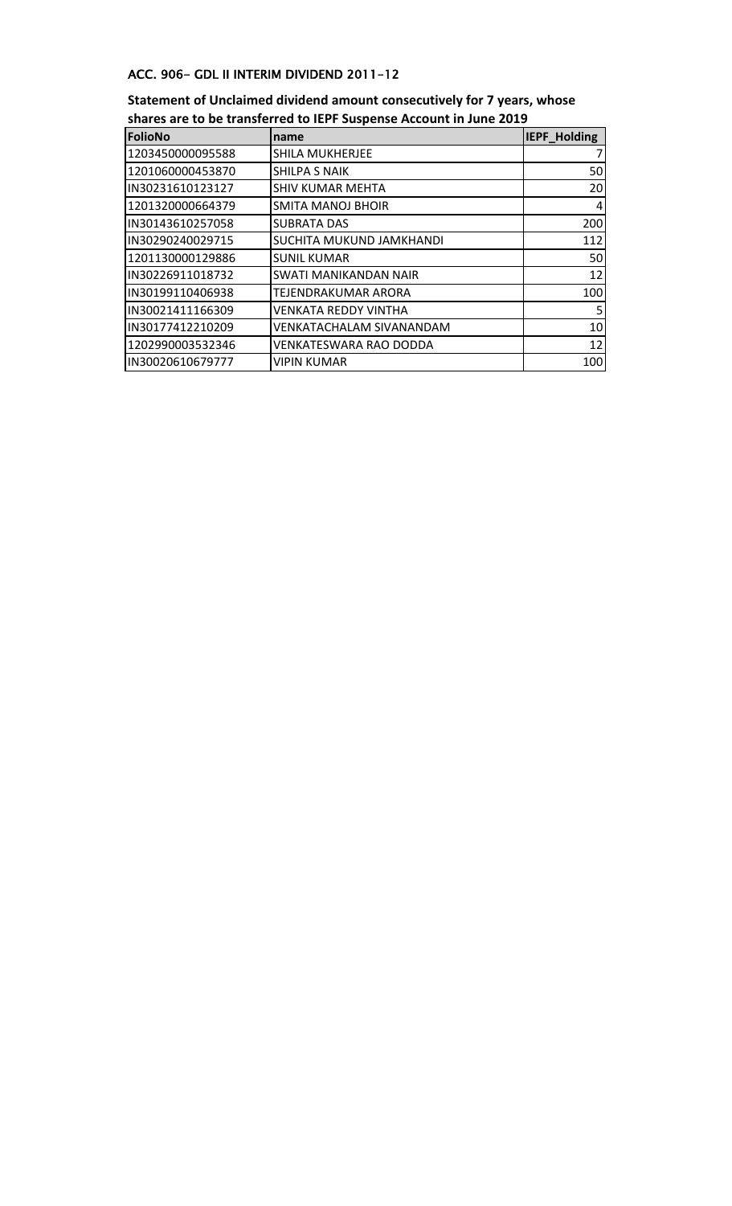ACC. 906- GDL II INTERIM DIVIDEND 2011-12

**Statement of Unclaimed dividend amount consecutively for 7 years, whose shares are to be transferred to IEPF Suspense Account in June 2019**

| FolioNo | name | IEPF_Holding |
|---|---|---|
| 1203450000095588 | SHILA MUKHERJEE | 7 |
| 1201060000453870 | SHILPA S NAIK | 50 |
| IN30231610123127 | SHIV KUMAR MEHTA | 20 |
| 1201320000664379 | SMITA MANOJ BHOIR | 4 |
| IN30143610257058 | SUBRATA DAS | 200 |
| IN30290240029715 | SUCHITA MUKUND JAMKHANDI | 112 |
| 1201130000129886 | SUNIL KUMAR | 50 |
| IN30226911018732 | SWATI MANIKANDAN NAIR | 12 |
| IN30199110406938 | TEJENDRAKUMAR ARORA | 100 |
| IN30021411166309 | VENKATA REDDY VINTHA | 5 |
| IN30177412210209 | VENKATACHALAM SIVANANDAM | 10 |
| 1202990003532346 | VENKATESWARA RAO DODDA | 12 |
| IN30020610679777 | VIPIN KUMAR | 100 |